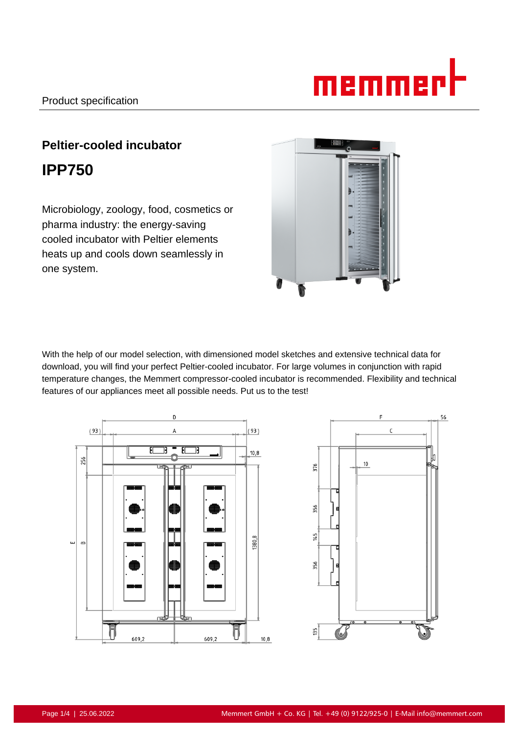Product specification

## Peltier-cooled incubator

# IPP750

Microbiology, zoology, food, cosmetics or pharma industry: the energy-saving cooled incubator with Peltier elements heats up and cools down seamlessly in one system.

With the help of our model selection, with dimensioned model sketches and extensive technical data for download, you will find your perfect Peltier-cooled incubator. For large volumes in conjunction with rapid temperature changes, the Memmert compressor-cooled incubator is recommended. Flexibility and technical features of our appliances meet all possible needs. Put us to the test!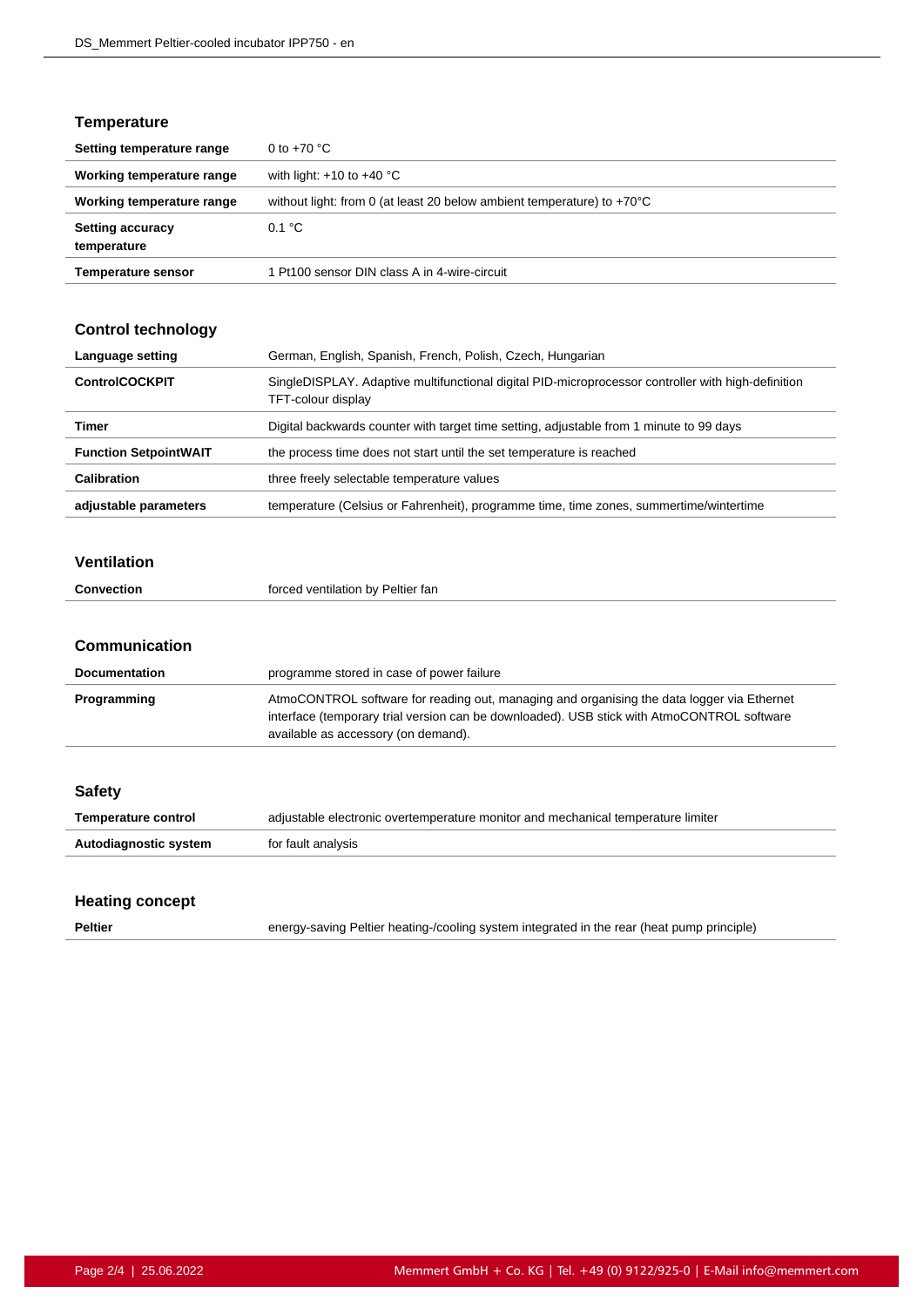## Temperature

| | |
|---|---|
| **Setting temperature range** | 0 to +70 °C |
| **Working temperature range** | with light: +10 to +40 °C |
| **Working temperature range** | without light: from 0 (at least 20 below ambient temperature) to +70°C |
| **Setting accuracy temperature** | 0.1 °C |
| **Temperature sensor** | 1 Pt100 sensor DIN class A in 4-wire-circuit |

## Control technology

| | |
|---|---|
| **Language setting** | German, English, Spanish, French, Polish, Czech, Hungarian |
| **ControlCOCKPIT** | SingleDISPLAY. Adaptive multifunctional digital PID-microprocessor controller with high-definition TFT-colour display |
| **Timer** | Digital backwards counter with target time setting, adjustable from 1 minute to 99 days |
| **Function SetpointWAIT** | the process time does not start until the set temperature is reached |
| **Calibration** | three freely selectable temperature values |
| **adjustable parameters** | temperature (Celsius or Fahrenheit), programme time, time zones, summertime/wintertime |

## Ventilation

| | |
|---|---|
| **Convection** | forced ventilation by Peltier fan |

## Communication

| | |
|---|---|
| **Documentation** | programme stored in case of power failure |
| **Programming** | AtmoCONTROL software for reading out, managing and organising the data logger via Ethernet interface (temporary trial version can be downloaded). USB stick with AtmoCONTROL software available as accessory (on demand). |

## Safety

| | |
|---|---|
| **Temperature control** | adjustable electronic overtemperature monitor and mechanical temperature limiter |
| **Autodiagnostic system** | for fault analysis |

## Heating concept

| | |
|---|---|
| **Peltier** | energy-saving Peltier heating-/cooling system integrated in the rear (heat pump principle) |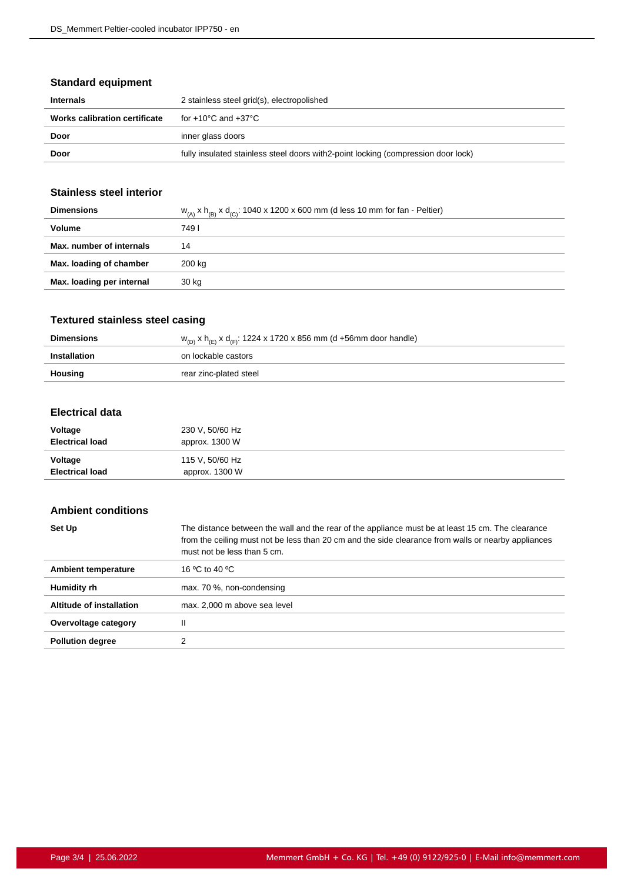## Standard equipment

| | |
|---|---|
| **Internals** | 2 stainless steel grid(s), electropolished |
| **Works calibration certificate** | for +10°C and +37°C |
| **Door** | inner glass doors |
| **Door** | fully insulated stainless steel doors with2-point locking (compression door lock) |

## Stainless steel interior

| | |
|---|---|
| **Dimensions** | $w_{(A)}$ x $h_{(B)}$ x $d_{(C)}$: 1040 x 1200 x 600 mm (d less 10 mm for fan - Peltier) |
| **Volume** | 749 l |
| **Max. number of internals** | 14 |
| **Max. loading of chamber** | 200 kg |
| **Max. loading per internal** | 30 kg |

## Textured stainless steel casing

| | |
|---|---|
| **Dimensions** | $w_{(D)}$ x $h_{(E)}$ x $d_{(F)}$: 1224 x 1720 x 856 mm (d +56mm door handle) |
| **Installation** | on lockable castors |
| **Housing** | rear zinc-plated steel |

## Electrical data

| | |
|---|---|
| **Voltage**<br>**Electrical load** | 230 V, 50/60 Hz<br>approx. 1300 W |
| **Voltage**<br>**Electrical load** | 115 V, 50/60 Hz<br>approx. 1300 W |

## Ambient conditions

| | |
|---|---|
| **Set Up** | The distance between the wall and the rear of the appliance must be at least 15 cm. The clearance from the ceiling must not be less than 20 cm and the side clearance from walls or nearby appliances must not be less than 5 cm. |
| **Ambient temperature** | 16 ºC to 40 ºC |
| **Humidity rh** | max. 70 %, non-condensing |
| **Altitude of installation** | max. 2,000 m above sea level |
| **Overvoltage category** | II |
| **Pollution degree** | 2 |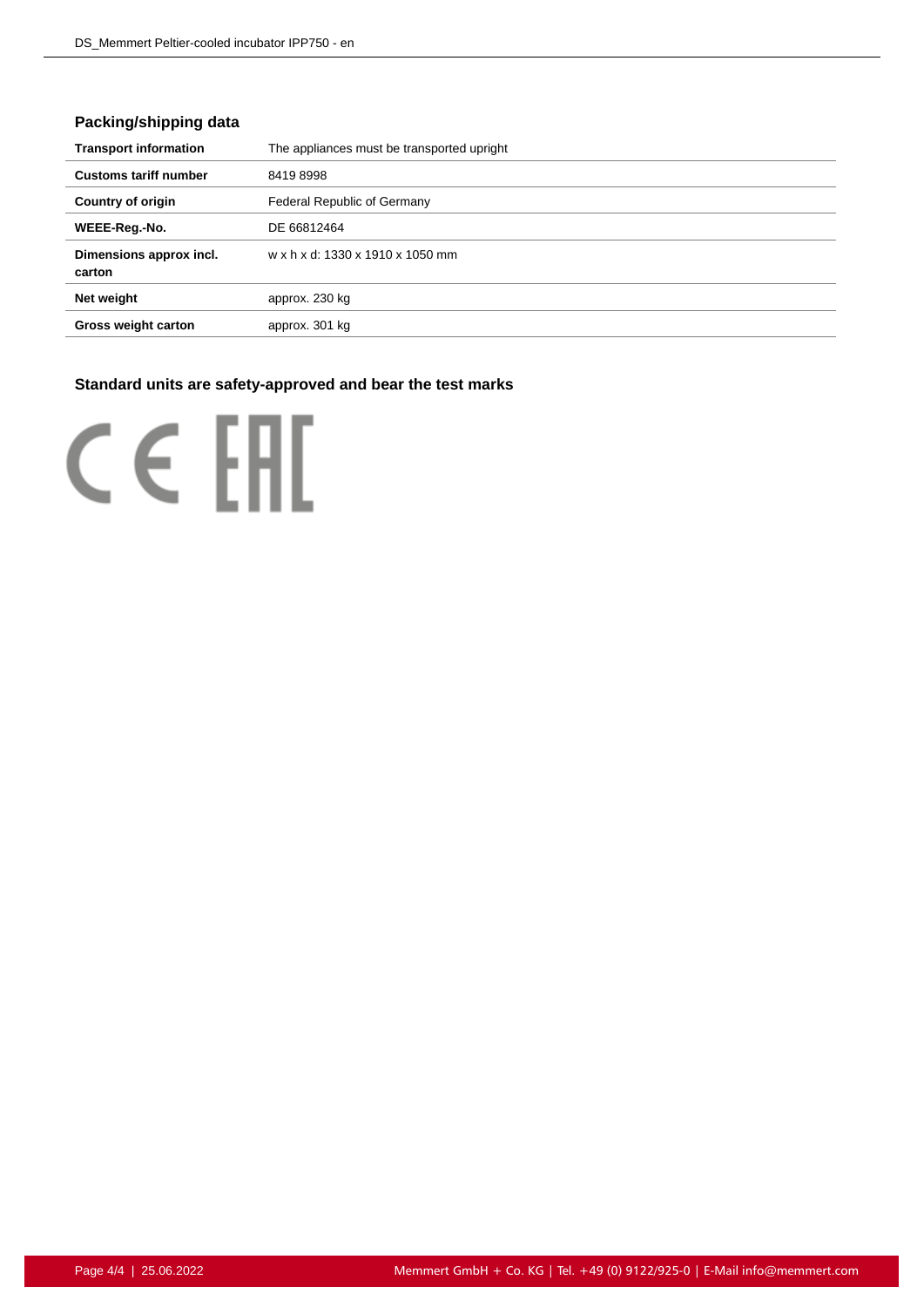## Packing/shipping data

| | |
|---|---|
| **Transport information** | The appliances must be transported upright |
| **Customs tariff number** | 8419 8998 |
| **Country of origin** | Federal Republic of Germany |
| **WEEE-Reg.-No.** | DE 66812464 |
| **Dimensions approx incl. carton** | w x h x d: 1330 x 1910 x 1050 mm |
| **Net weight** | approx. 230 kg |
| **Gross weight carton** | approx. 301 kg |

## Standard units are safety-approved and bear the test marks

CE EAC